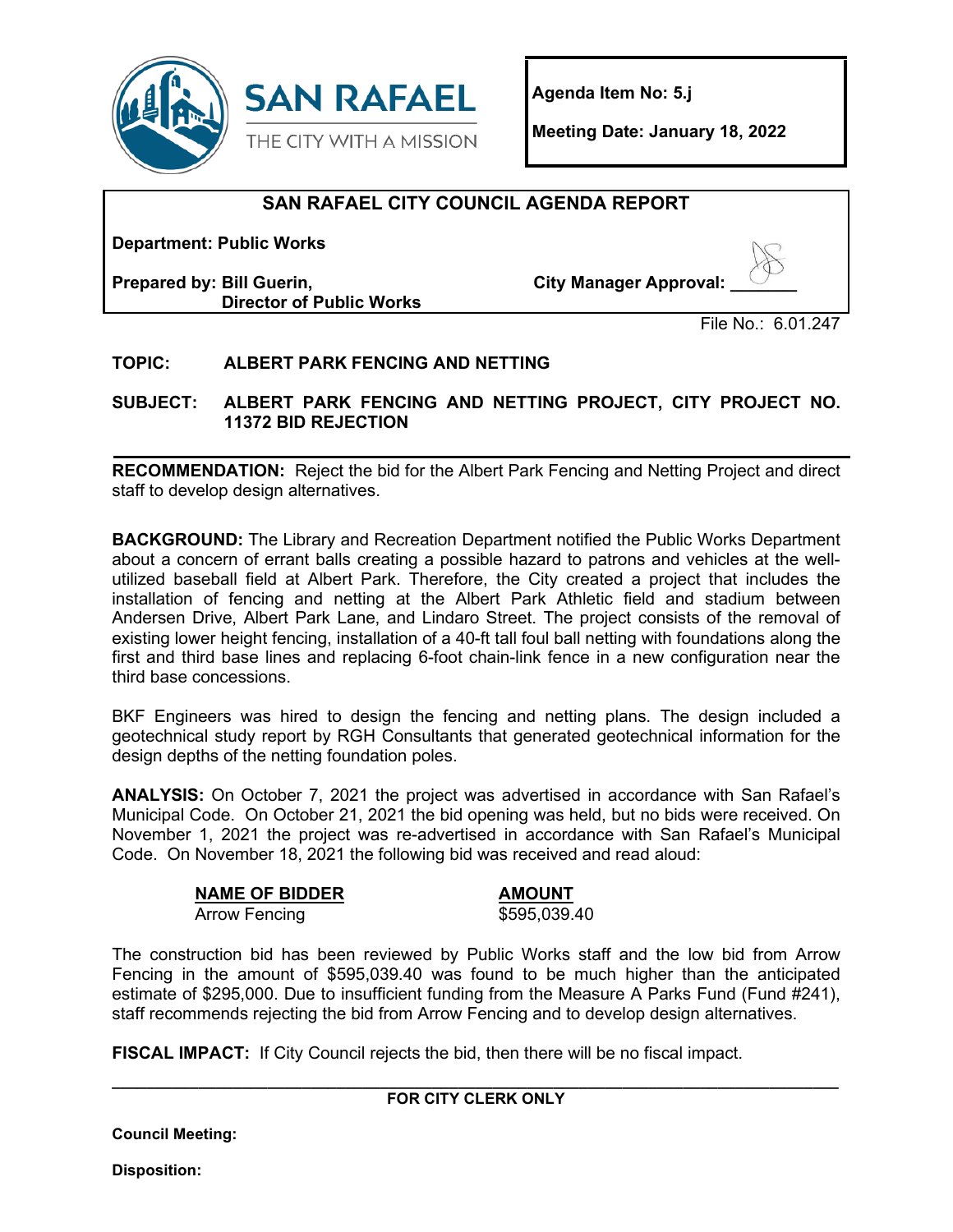**SAN RAFAEL**
THE CITY WITH A MISSION

**Agenda Item No: 5.j**

**Meeting Date: January 18, 2022**

## SAN RAFAEL CITY COUNCIL AGENDA REPORT

**Department: Public Works**

**Prepared by: Bill Guerin, Director of Public Works**

**City Manager Approval: _______**

File No.: 6.01.247

**TOPIC: ALBERT PARK FENCING AND NETTING**

**SUBJECT: ALBERT PARK FENCING AND NETTING PROJECT, CITY PROJECT NO. 11372 BID REJECTION**

**RECOMMENDATION:** Reject the bid for the Albert Park Fencing and Netting Project and direct staff to develop design alternatives.

**BACKGROUND:** The Library and Recreation Department notified the Public Works Department about a concern of errant balls creating a possible hazard to patrons and vehicles at the well-utilized baseball field at Albert Park. Therefore, the City created a project that includes the installation of fencing and netting at the Albert Park Athletic field and stadium between Andersen Drive, Albert Park Lane, and Lindaro Street. The project consists of the removal of existing lower height fencing, installation of a 40-ft tall foul ball netting with foundations along the first and third base lines and replacing 6-foot chain-link fence in a new configuration near the third base concessions.

BKF Engineers was hired to design the fencing and netting plans. The design included a geotechnical study report by RGH Consultants that generated geotechnical information for the design depths of the netting foundation poles.

**ANALYSIS:** On October 7, 2021 the project was advertised in accordance with San Rafael's Municipal Code. On October 21, 2021 the bid opening was held, but no bids were received. On November 1, 2021 the project was re-advertised in accordance with San Rafael's Municipal Code. On November 18, 2021 the following bid was received and read aloud:

| NAME OF BIDDER | AMOUNT |
|---|---|
| Arrow Fencing | $595,039.40 |

The construction bid has been reviewed by Public Works staff and the low bid from Arrow Fencing in the amount of $595,039.40 was found to be much higher than the anticipated estimate of $295,000. Due to insufficient funding from the Measure A Parks Fund (Fund #241), staff recommends rejecting the bid from Arrow Fencing and to develop design alternatives.

**FISCAL IMPACT:** If City Council rejects the bid, then there will be no fiscal impact.

---

**FOR CITY CLERK ONLY**

**Council Meeting:**

**Disposition:**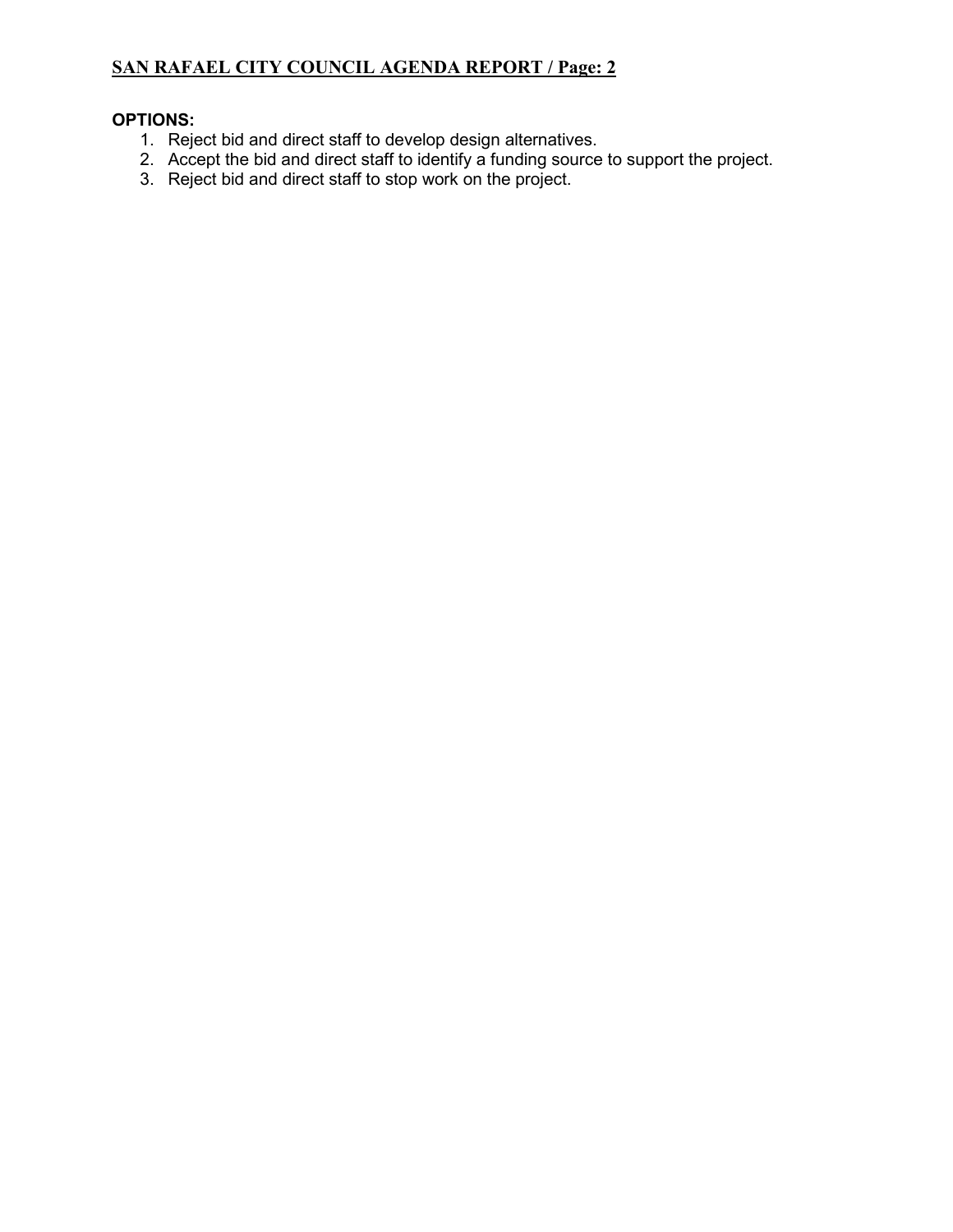**OPTIONS:**

1. Reject bid and direct staff to develop design alternatives.
2. Accept the bid and direct staff to identify a funding source to support the project.
3. Reject bid and direct staff to stop work on the project.